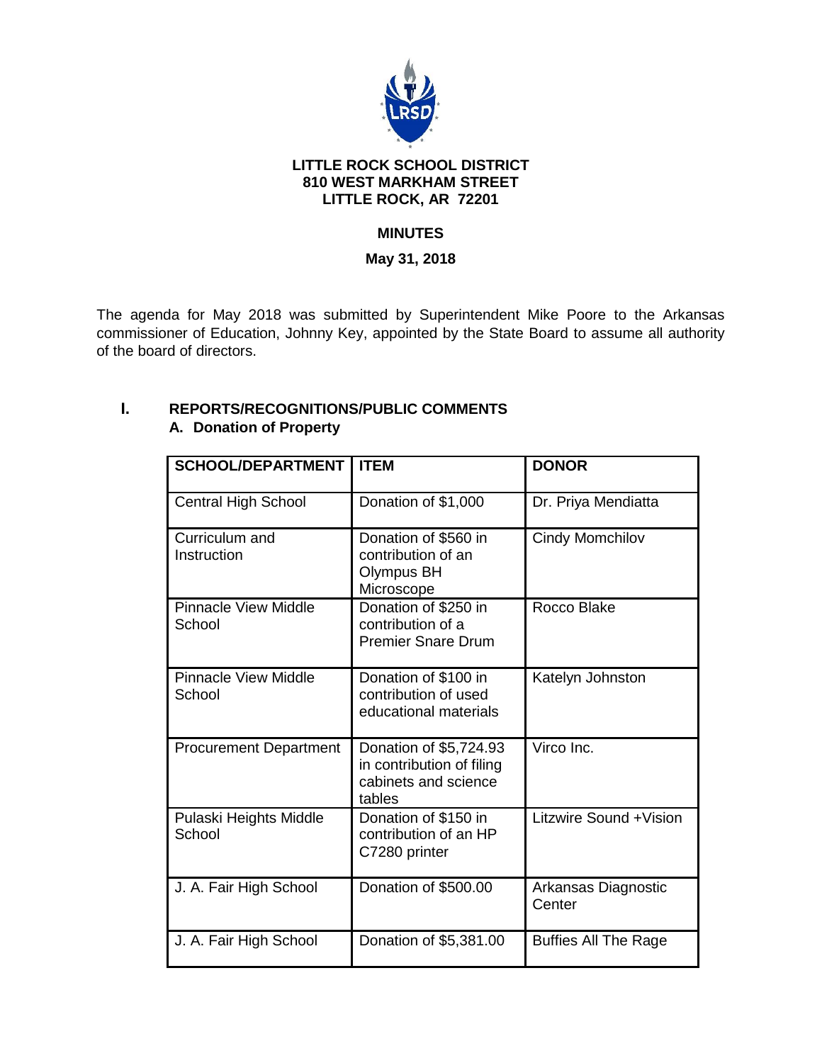**LITTLE ROCK SCHOOL DISTRICT**
**810 WEST MARKHAM STREET**
**LITTLE ROCK, AR 72201**

**MINUTES**

**May 31, 2018**

The agenda for May 2018 was submitted by Superintendent Mike Poore to the Arkansas commissioner of Education, Johnny Key, appointed by the State Board to assume all authority of the board of directors.

## I. REPORTS/RECOGNITIONS/PUBLIC COMMENTS

### A. Donation of Property

| SCHOOL/DEPARTMENT | ITEM | DONOR |
|---|---|---|
| Central High School | Donation of $1,000 | Dr. Priya Mendiatta |
| Curriculum and Instruction | Donation of $560 in contribution of an Olympus BH Microscope | Cindy Momchilov |
| Pinnacle View Middle School | Donation of $250 in contribution of a Premier Snare Drum | Rocco Blake |
| Pinnacle View Middle School | Donation of $100 in contribution of used educational materials | Katelyn Johnston |
| Procurement Department | Donation of $5,724.93 in contribution of filing cabinets and science tables | Virco Inc. |
| Pulaski Heights Middle School | Donation of $150 in contribution of an HP C7280 printer | Litzwire Sound +Vision |
| J. A. Fair High School | Donation of $500.00 | Arkansas Diagnostic Center |
| J. A. Fair High School | Donation of $5,381.00 | Buffies All The Rage |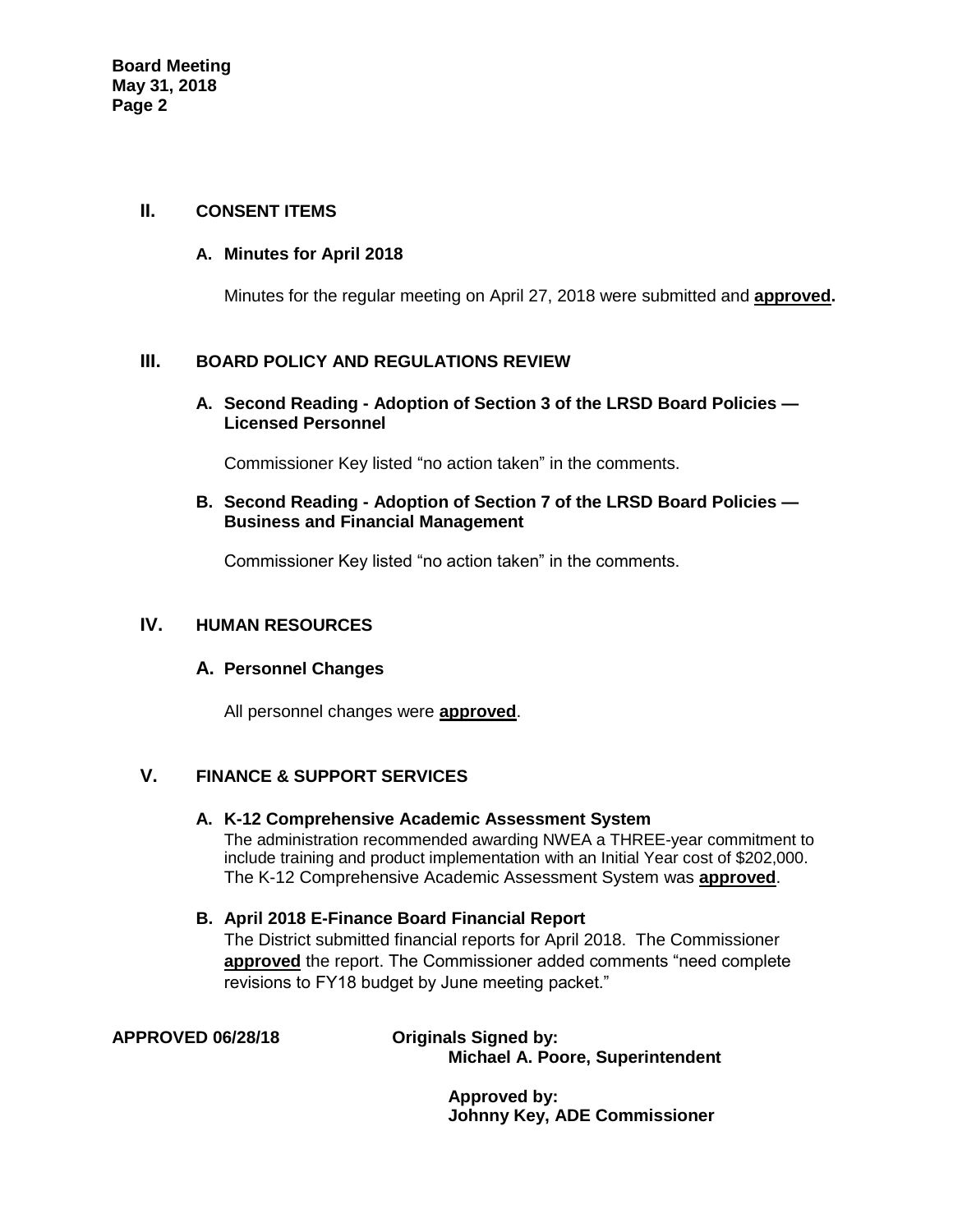## II. CONSENT ITEMS

### A. Minutes for April 2018

Minutes for the regular meeting on April 27, 2018 were submitted and **approved.**

## III. BOARD POLICY AND REGULATIONS REVIEW

### A. Second Reading - Adoption of Section 3 of the LRSD Board Policies — Licensed Personnel

Commissioner Key listed "no action taken" in the comments.

### B. Second Reading - Adoption of Section 7 of the LRSD Board Policies — Business and Financial Management

Commissioner Key listed "no action taken" in the comments.

## IV. HUMAN RESOURCES

### A. Personnel Changes

All personnel changes were **approved**.

## V. FINANCE & SUPPORT SERVICES

### A. K-12 Comprehensive Academic Assessment System

The administration recommended awarding NWEA a THREE-year commitment to include training and product implementation with an Initial Year cost of $202,000. The K-12 Comprehensive Academic Assessment System was **approved**.

### B. April 2018 E-Finance Board Financial Report

The District submitted financial reports for April 2018. The Commissioner **approved** the report. The Commissioner added comments "need complete revisions to FY18 budget by June meeting packet."

**APPROVED 06/28/18**

**Originals Signed by:**
**Michael A. Poore, Superintendent**

**Approved by:**
**Johnny Key, ADE Commissioner**